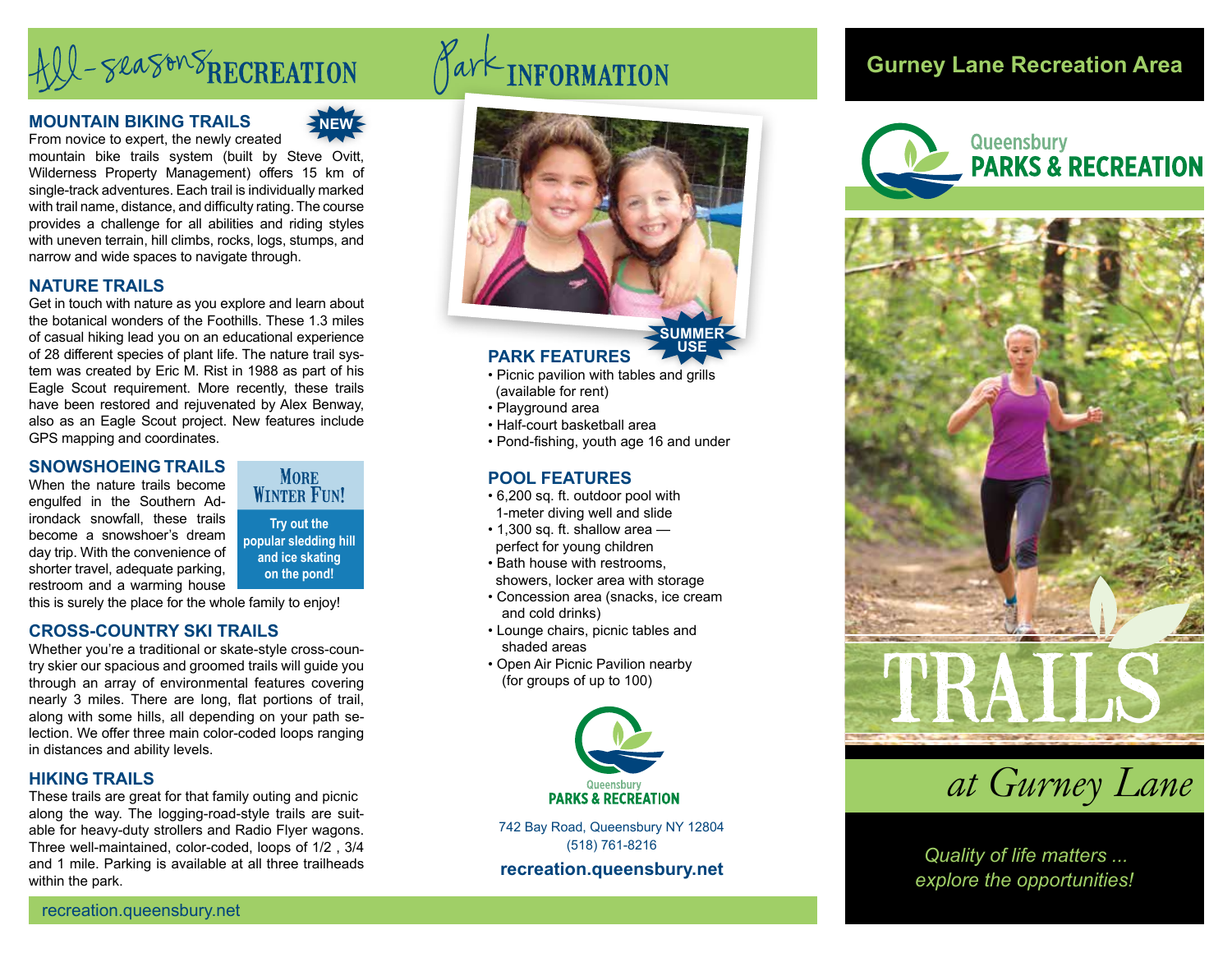# All-seasons RECREATION

### MOUNTAIN BIKING TRAILS

NEW

From novice to expert, the newly created mountain bike trails system (built by Steve Ovitt, Wilderness Property Management) offers 15 km of single-track adventures. Each trail is individually marked with trail name, distance, and difficulty rating. The course provides a challenge for all abilities and riding styles with uneven terrain, hill climbs, rocks, logs, stumps, and narrow and wide spaces to navigate through.

### NATURE TRAILS

Get in touch with nature as you explore and learn about the botanical wonders of the Foothills. These 1.3 miles of casual hiking lead you on an educational experience of 28 different species of plant life. The nature trail system was created by Eric M. Rist in 1988 as part of his Eagle Scout requirement. More recently, these trails have been restored and rejuvenated by Alex Benway, also as an Eagle Scout project. New features include GPS mapping and coordinates.

### SNOWSHOEING TRAILS

When the nature trails become engulfed in the Southern Adirondack snowfall, these trails become a snowshoer's dream day trip. With the convenience of shorter travel, adequate parking, restroom and a warming house this is surely the place for the whole family to enjoy!

**More Winter Fun!**

**Try out the popular sledding hill and ice skating on the pond!**

### CROSS-COUNTRY SKI TRAILS

Whether you're a traditional or skate-style cross-country skier our spacious and groomed trails will guide you through an array of environmental features covering nearly 3 miles. There are long, flat portions of trail, along with some hills, all depending on your path selection. We offer three main color-coded loops ranging in distances and ability levels.

### HIKING TRAILS

These trails are great for that family outing and picnic along the way. The logging-road-style trails are suitable for heavy-duty strollers and Radio Flyer wagons. Three well-maintained, color-coded, loops of 1/2 , 3/4 and 1 mile. Parking is available at all three trailheads within the park.

recreation.queensbury.net

# Park INFORMATION

SUMMER USE

### PARK FEATURES

- Picnic pavilion with tables and grills (available for rent)
- Playground area
- Half-court basketball area
- Pond-fishing, youth age 16 and under

### POOL FEATURES

- 6,200 sq. ft. outdoor pool with 1-meter diving well and slide
- 1,300 sq. ft. shallow area — perfect for young children
- Bath house with restrooms, showers, locker area with storage
- Concession area (snacks, ice cream and cold drinks)
- Lounge chairs, picnic tables and shaded areas
- Open Air Picnic Pavilion nearby (for groups of up to 100)

Queensbury PARKS & RECREATION

742 Bay Road, Queensbury NY 12804
(518) 761-8216

**recreation.queensbury.net**

## Gurney Lane Recreation Area

Queensbury **PARKS & RECREATION**

# TRAILS

*at Gurney Lane*

*Quality of life matters ... explore the opportunities!*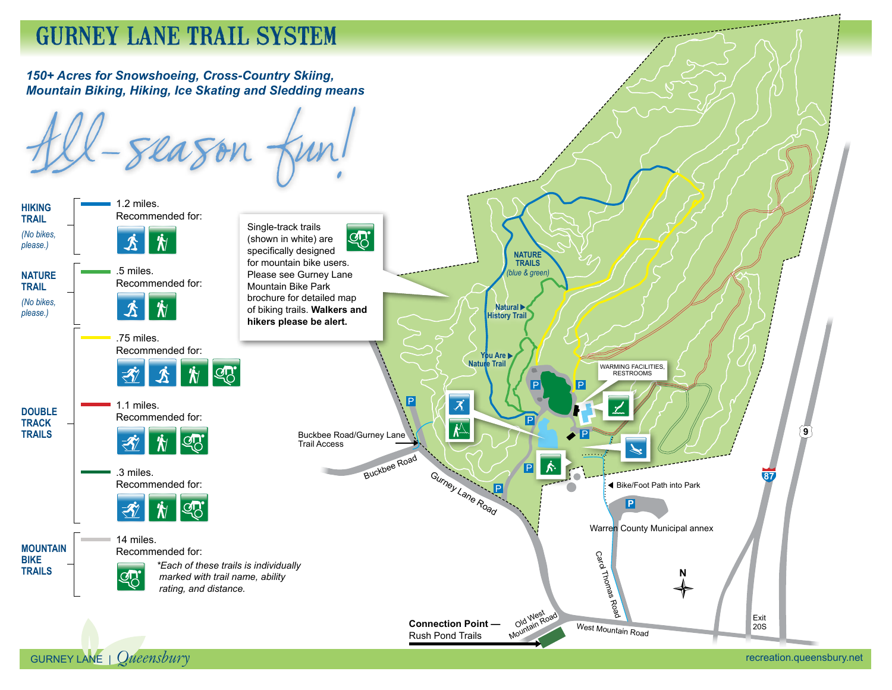# GURNEY LANE TRAIL SYSTEM

***150+ Acres for Snowshoeing, Cross-Country Skiing, Mountain Biking, Hiking, Ice Skating and Sledding means***

*All-season fun!*

**HIKING TRAIL**
*(No bikes, please.)*

1.2 miles.
Recommended for:

**NATURE TRAIL**
*(No bikes, please.)*

.5 miles.
Recommended for:

**DOUBLE TRACK TRAILS**

.75 miles.
Recommended for:

1.1 miles.
Recommended for:

.3 miles.
Recommended for:

**MOUNTAIN BIKE TRAILS**

14 miles.
Recommended for:

*\*Each of these trails is individually marked with trail name, ability rating, and distance.*

Single-track trails (shown in white) are specifically designed for mountain bike users. Please see Gurney Lane Mountain Bike Park brochure for detailed map of biking trails. **Walkers and hikers please be alert.**

NATURE TRAILS
*(blue & green)*

Natural History Trail

You Are Nature Trail

WARMING FACILITIES, RESTROOMS

Buckbee Road/Gurney Lane Trail Access

Buckbee Road

Gurney Lane Road

Bike/Foot Path into Park

Warren County Municipal annex

Carol Thomas Road

N

9

87

Exit 20S

**Connection Point —** Rush Pond Trails

Old West Mountain Road

West Mountain Road

GURNEY LANE | *Queensbury*

recreation.queensbury.net